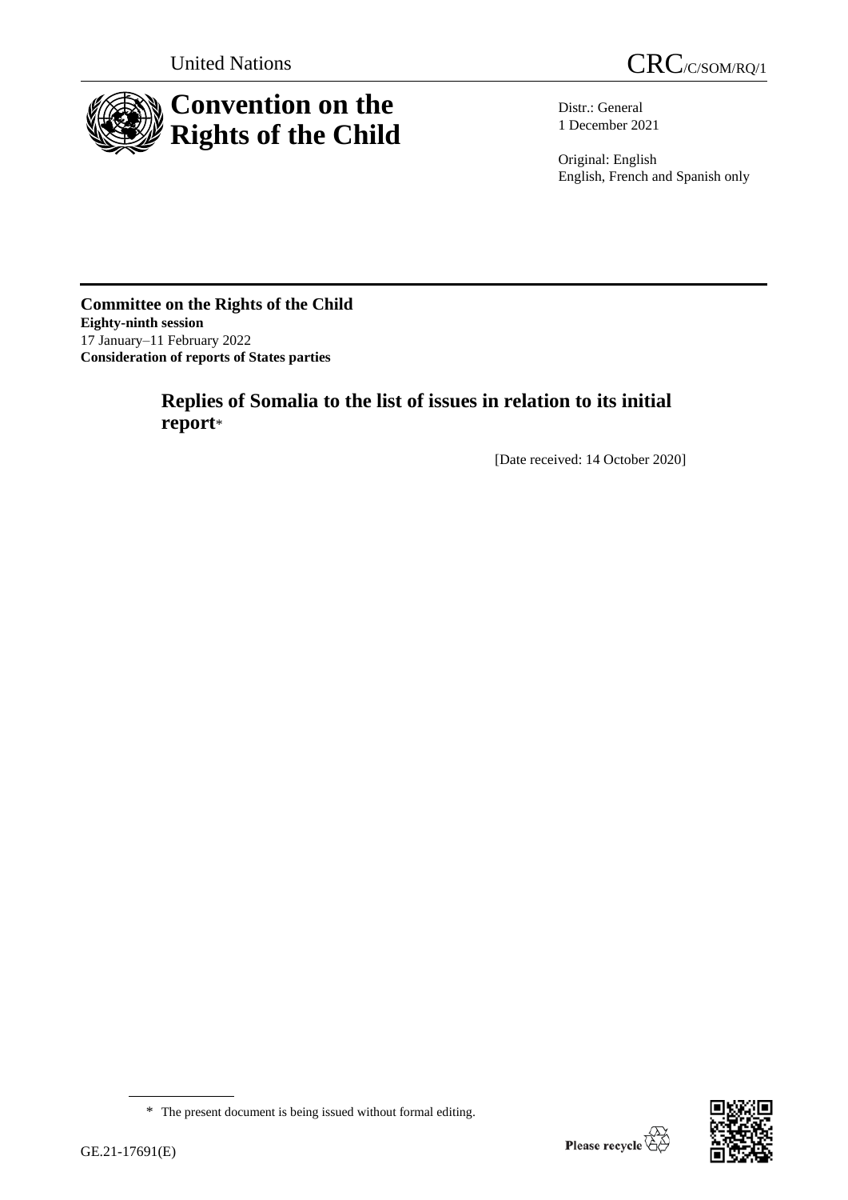United Nations

CRC/C/SOM/RQ/1

# Convention on the Rights of the Child

Distr.: General
1 December 2021

Original: English
English, French and Spanish only

**Committee on the Rights of the Child**
**Eighty-ninth session**
17 January–11 February 2022
**Consideration of reports of States parties**

## Replies of Somalia to the list of issues in relation to its initial report*

[Date received: 14 October 2020]

\* The present document is being issued without formal editing.

GE.21-17691(E)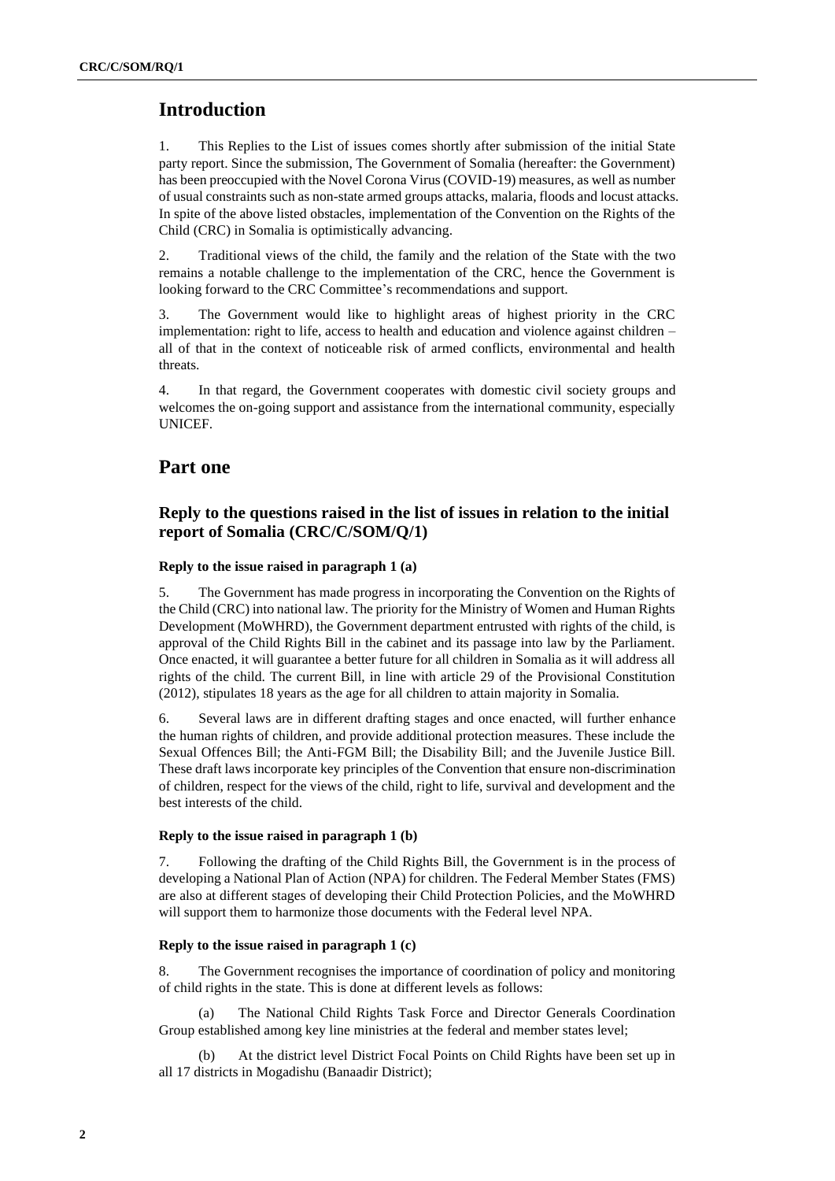## Introduction

1. This Replies to the List of issues comes shortly after submission of the initial State party report. Since the submission, The Government of Somalia (hereafter: the Government) has been preoccupied with the Novel Corona Virus (COVID-19) measures, as well as number of usual constraints such as non-state armed groups attacks, malaria, floods and locust attacks. In spite of the above listed obstacles, implementation of the Convention on the Rights of the Child (CRC) in Somalia is optimistically advancing.

2. Traditional views of the child, the family and the relation of the State with the two remains a notable challenge to the implementation of the CRC, hence the Government is looking forward to the CRC Committee's recommendations and support.

3. The Government would like to highlight areas of highest priority in the CRC implementation: right to life, access to health and education and violence against children – all of that in the context of noticeable risk of armed conflicts, environmental and health threats.

4. In that regard, the Government cooperates with domestic civil society groups and welcomes the on-going support and assistance from the international community, especially UNICEF.

## Part one

### Reply to the questions raised in the list of issues in relation to the initial report of Somalia (CRC/C/SOM/Q/1)

#### Reply to the issue raised in paragraph 1 (a)

5. The Government has made progress in incorporating the Convention on the Rights of the Child (CRC) into national law. The priority for the Ministry of Women and Human Rights Development (MoWHRD), the Government department entrusted with rights of the child, is approval of the Child Rights Bill in the cabinet and its passage into law by the Parliament. Once enacted, it will guarantee a better future for all children in Somalia as it will address all rights of the child. The current Bill, in line with article 29 of the Provisional Constitution (2012), stipulates 18 years as the age for all children to attain majority in Somalia.

6. Several laws are in different drafting stages and once enacted, will further enhance the human rights of children, and provide additional protection measures. These include the Sexual Offences Bill; the Anti-FGM Bill; the Disability Bill; and the Juvenile Justice Bill. These draft laws incorporate key principles of the Convention that ensure non-discrimination of children, respect for the views of the child, right to life, survival and development and the best interests of the child.

#### Reply to the issue raised in paragraph 1 (b)

7. Following the drafting of the Child Rights Bill, the Government is in the process of developing a National Plan of Action (NPA) for children. The Federal Member States (FMS) are also at different stages of developing their Child Protection Policies, and the MoWHRD will support them to harmonize those documents with the Federal level NPA.

#### Reply to the issue raised in paragraph 1 (c)

8. The Government recognises the importance of coordination of policy and monitoring of child rights in the state. This is done at different levels as follows:

(a) The National Child Rights Task Force and Director Generals Coordination Group established among key line ministries at the federal and member states level;

(b) At the district level District Focal Points on Child Rights have been set up in all 17 districts in Mogadishu (Banaadir District);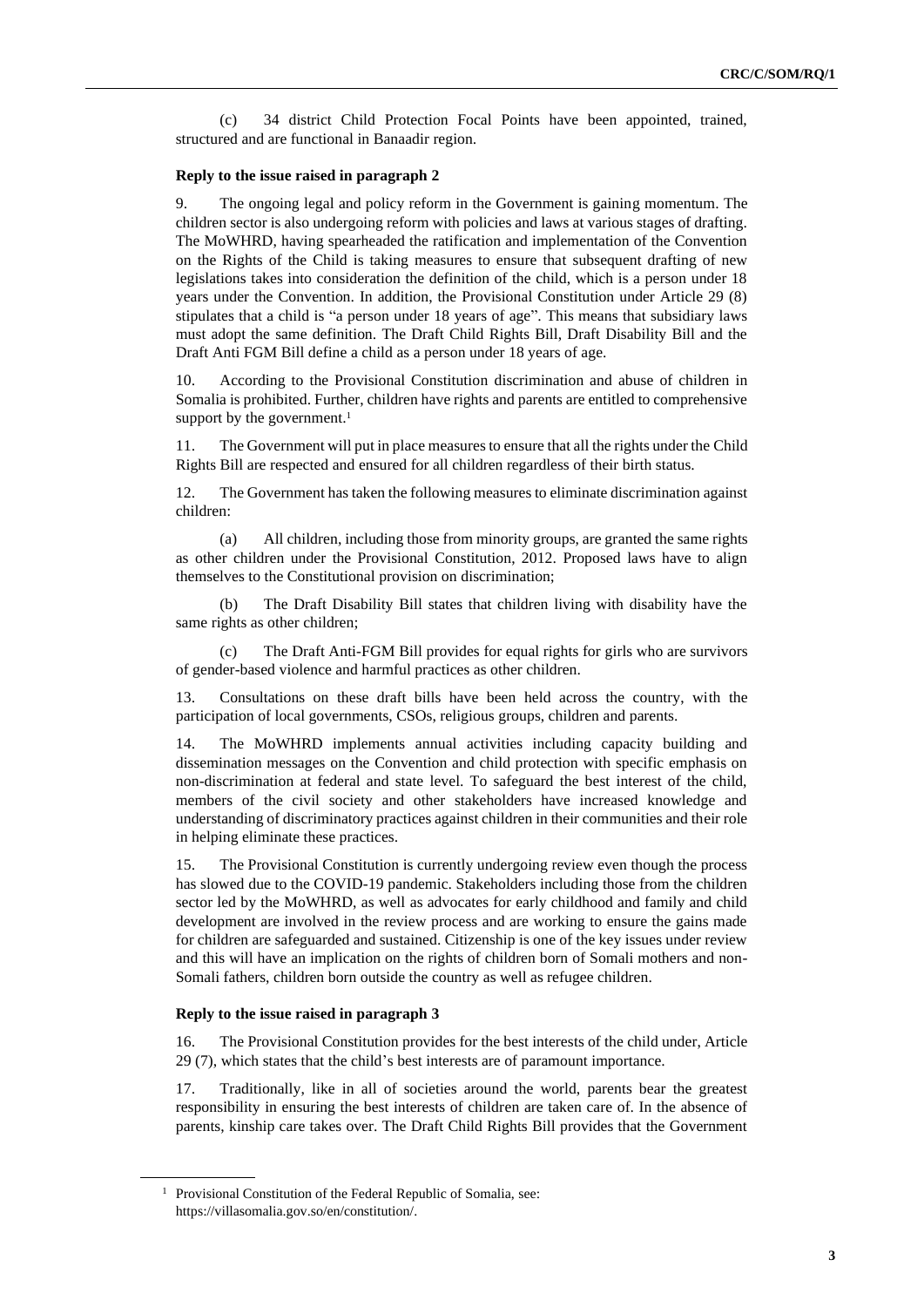(c) 34 district Child Protection Focal Points have been appointed, trained, structured and are functional in Banaadir region.

**Reply to the issue raised in paragraph 2**

9. The ongoing legal and policy reform in the Government is gaining momentum. The children sector is also undergoing reform with policies and laws at various stages of drafting. The MoWHRD, having spearheaded the ratification and implementation of the Convention on the Rights of the Child is taking measures to ensure that subsequent drafting of new legislations takes into consideration the definition of the child, which is a person under 18 years under the Convention. In addition, the Provisional Constitution under Article 29 (8) stipulates that a child is "a person under 18 years of age". This means that subsidiary laws must adopt the same definition. The Draft Child Rights Bill, Draft Disability Bill and the Draft Anti FGM Bill define a child as a person under 18 years of age.

10. According to the Provisional Constitution discrimination and abuse of children in Somalia is prohibited. Further, children have rights and parents are entitled to comprehensive support by the government.[1]

11. The Government will put in place measures to ensure that all the rights under the Child Rights Bill are respected and ensured for all children regardless of their birth status.

12. The Government has taken the following measures to eliminate discrimination against children:

(a) All children, including those from minority groups, are granted the same rights as other children under the Provisional Constitution, 2012. Proposed laws have to align themselves to the Constitutional provision on discrimination;

(b) The Draft Disability Bill states that children living with disability have the same rights as other children;

(c) The Draft Anti-FGM Bill provides for equal rights for girls who are survivors of gender-based violence and harmful practices as other children.

13. Consultations on these draft bills have been held across the country, with the participation of local governments, CSOs, religious groups, children and parents.

14. The MoWHRD implements annual activities including capacity building and dissemination messages on the Convention and child protection with specific emphasis on non-discrimination at federal and state level. To safeguard the best interest of the child, members of the civil society and other stakeholders have increased knowledge and understanding of discriminatory practices against children in their communities and their role in helping eliminate these practices.

15. The Provisional Constitution is currently undergoing review even though the process has slowed due to the COVID-19 pandemic. Stakeholders including those from the children sector led by the MoWHRD, as well as advocates for early childhood and family and child development are involved in the review process and are working to ensure the gains made for children are safeguarded and sustained. Citizenship is one of the key issues under review and this will have an implication on the rights of children born of Somali mothers and non-Somali fathers, children born outside the country as well as refugee children.

**Reply to the issue raised in paragraph 3**

16. The Provisional Constitution provides for the best interests of the child under, Article 29 (7), which states that the child's best interests are of paramount importance.

17. Traditionally, like in all of societies around the world, parents bear the greatest responsibility in ensuring the best interests of children are taken care of. In the absence of parents, kinship care takes over. The Draft Child Rights Bill provides that the Government

[1] Provisional Constitution of the Federal Republic of Somalia, see: https://villasomalia.gov.so/en/constitution/.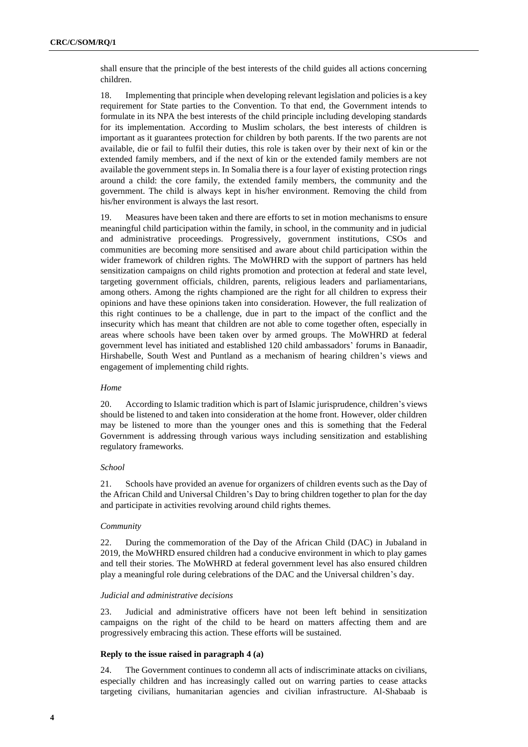shall ensure that the principle of the best interests of the child guides all actions concerning children.

18. Implementing that principle when developing relevant legislation and policies is a key requirement for State parties to the Convention. To that end, the Government intends to formulate in its NPA the best interests of the child principle including developing standards for its implementation. According to Muslim scholars, the best interests of children is important as it guarantees protection for children by both parents. If the two parents are not available, die or fail to fulfil their duties, this role is taken over by their next of kin or the extended family members, and if the next of kin or the extended family members are not available the government steps in. In Somalia there is a four layer of existing protection rings around a child: the core family, the extended family members, the community and the government. The child is always kept in his/her environment. Removing the child from his/her environment is always the last resort.

19. Measures have been taken and there are efforts to set in motion mechanisms to ensure meaningful child participation within the family, in school, in the community and in judicial and administrative proceedings. Progressively, government institutions, CSOs and communities are becoming more sensitised and aware about child participation within the wider framework of children rights. The MoWHRD with the support of partners has held sensitization campaigns on child rights promotion and protection at federal and state level, targeting government officials, children, parents, religious leaders and parliamentarians, among others. Among the rights championed are the right for all children to express their opinions and have these opinions taken into consideration. However, the full realization of this right continues to be a challenge, due in part to the impact of the conflict and the insecurity which has meant that children are not able to come together often, especially in areas where schools have been taken over by armed groups. The MoWHRD at federal government level has initiated and established 120 child ambassadors' forums in Banaadir, Hirshabelle, South West and Puntland as a mechanism of hearing children's views and engagement of implementing child rights.

*Home*

20. According to Islamic tradition which is part of Islamic jurisprudence, children's views should be listened to and taken into consideration at the home front. However, older children may be listened to more than the younger ones and this is something that the Federal Government is addressing through various ways including sensitization and establishing regulatory frameworks.

*School*

21. Schools have provided an avenue for organizers of children events such as the Day of the African Child and Universal Children's Day to bring children together to plan for the day and participate in activities revolving around child rights themes.

*Community*

22. During the commemoration of the Day of the African Child (DAC) in Jubaland in 2019, the MoWHRD ensured children had a conducive environment in which to play games and tell their stories. The MoWHRD at federal government level has also ensured children play a meaningful role during celebrations of the DAC and the Universal children's day.

*Judicial and administrative decisions*

23. Judicial and administrative officers have not been left behind in sensitization campaigns on the right of the child to be heard on matters affecting them and are progressively embracing this action. These efforts will be sustained.

**Reply to the issue raised in paragraph 4 (a)**

24. The Government continues to condemn all acts of indiscriminate attacks on civilians, especially children and has increasingly called out on warring parties to cease attacks targeting civilians, humanitarian agencies and civilian infrastructure. Al-Shabaab is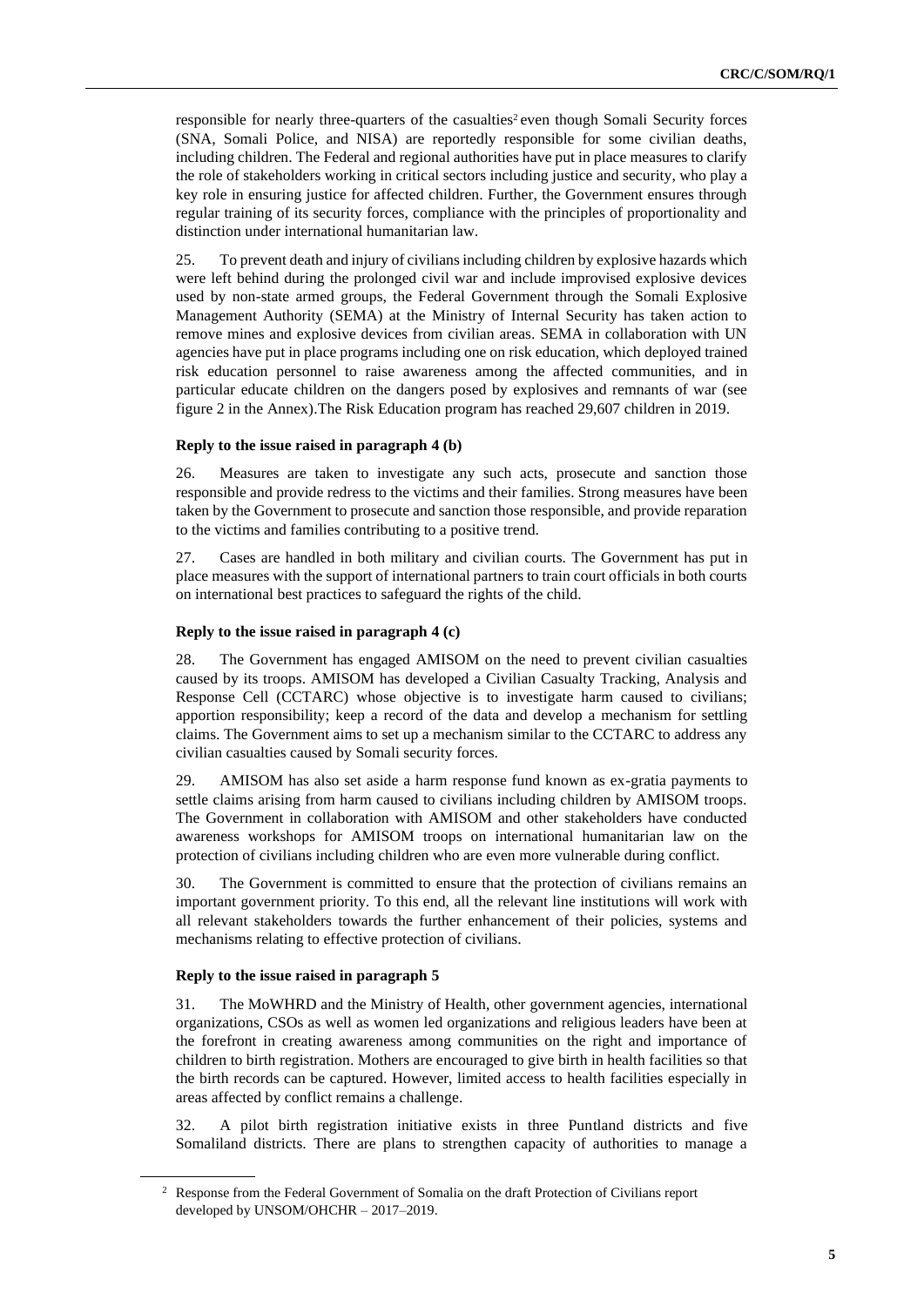responsible for nearly three-quarters of the casualties[2] even though Somali Security forces (SNA, Somali Police, and NISA) are reportedly responsible for some civilian deaths, including children. The Federal and regional authorities have put in place measures to clarify the role of stakeholders working in critical sectors including justice and security, who play a key role in ensuring justice for affected children. Further, the Government ensures through regular training of its security forces, compliance with the principles of proportionality and distinction under international humanitarian law.

25. To prevent death and injury of civilians including children by explosive hazards which were left behind during the prolonged civil war and include improvised explosive devices used by non-state armed groups, the Federal Government through the Somali Explosive Management Authority (SEMA) at the Ministry of Internal Security has taken action to remove mines and explosive devices from civilian areas. SEMA in collaboration with UN agencies have put in place programs including one on risk education, which deployed trained risk education personnel to raise awareness among the affected communities, and in particular educate children on the dangers posed by explosives and remnants of war (see figure 2 in the Annex).The Risk Education program has reached 29,607 children in 2019.

#### Reply to the issue raised in paragraph 4 (b)

26. Measures are taken to investigate any such acts, prosecute and sanction those responsible and provide redress to the victims and their families. Strong measures have been taken by the Government to prosecute and sanction those responsible, and provide reparation to the victims and families contributing to a positive trend.

27. Cases are handled in both military and civilian courts. The Government has put in place measures with the support of international partners to train court officials in both courts on international best practices to safeguard the rights of the child.

#### Reply to the issue raised in paragraph 4 (c)

28. The Government has engaged AMISOM on the need to prevent civilian casualties caused by its troops. AMISOM has developed a Civilian Casualty Tracking, Analysis and Response Cell (CCTARC) whose objective is to investigate harm caused to civilians; apportion responsibility; keep a record of the data and develop a mechanism for settling claims. The Government aims to set up a mechanism similar to the CCTARC to address any civilian casualties caused by Somali security forces.

29. AMISOM has also set aside a harm response fund known as ex-gratia payments to settle claims arising from harm caused to civilians including children by AMISOM troops. The Government in collaboration with AMISOM and other stakeholders have conducted awareness workshops for AMISOM troops on international humanitarian law on the protection of civilians including children who are even more vulnerable during conflict.

30. The Government is committed to ensure that the protection of civilians remains an important government priority. To this end, all the relevant line institutions will work with all relevant stakeholders towards the further enhancement of their policies, systems and mechanisms relating to effective protection of civilians.

#### Reply to the issue raised in paragraph 5

31. The MoWHRD and the Ministry of Health, other government agencies, international organizations, CSOs as well as women led organizations and religious leaders have been at the forefront in creating awareness among communities on the right and importance of children to birth registration. Mothers are encouraged to give birth in health facilities so that the birth records can be captured. However, limited access to health facilities especially in areas affected by conflict remains a challenge.

32. A pilot birth registration initiative exists in three Puntland districts and five Somaliland districts. There are plans to strengthen capacity of authorities to manage a

[2] Response from the Federal Government of Somalia on the draft Protection of Civilians report developed by UNSOM/OHCHR – 2017–2019.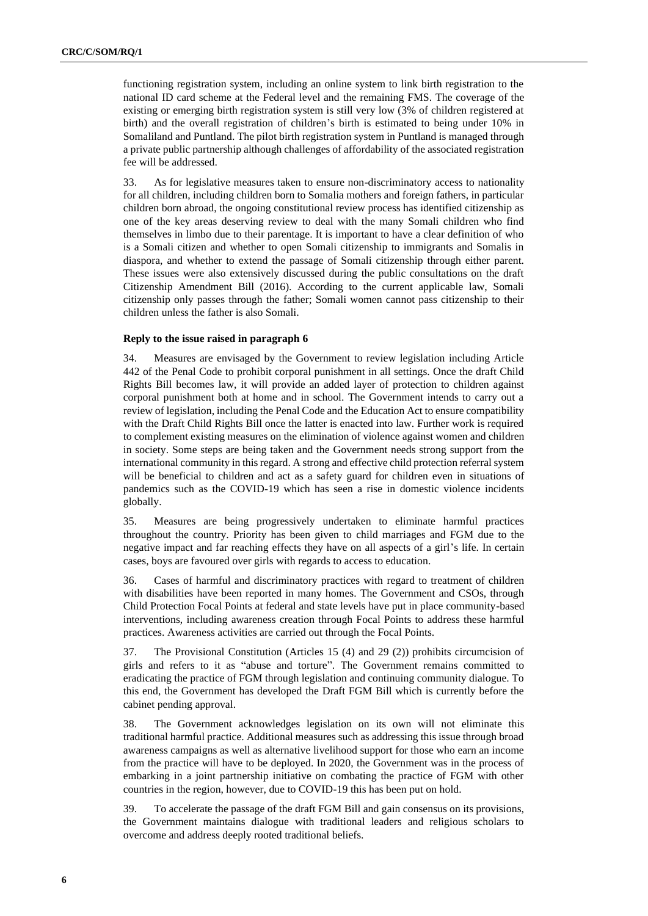functioning registration system, including an online system to link birth registration to the national ID card scheme at the Federal level and the remaining FMS. The coverage of the existing or emerging birth registration system is still very low (3% of children registered at birth) and the overall registration of children's birth is estimated to being under 10% in Somaliland and Puntland. The pilot birth registration system in Puntland is managed through a private public partnership although challenges of affordability of the associated registration fee will be addressed.

33. As for legislative measures taken to ensure non-discriminatory access to nationality for all children, including children born to Somalia mothers and foreign fathers, in particular children born abroad, the ongoing constitutional review process has identified citizenship as one of the key areas deserving review to deal with the many Somali children who find themselves in limbo due to their parentage. It is important to have a clear definition of who is a Somali citizen and whether to open Somali citizenship to immigrants and Somalis in diaspora, and whether to extend the passage of Somali citizenship through either parent. These issues were also extensively discussed during the public consultations on the draft Citizenship Amendment Bill (2016). According to the current applicable law, Somali citizenship only passes through the father; Somali women cannot pass citizenship to their children unless the father is also Somali.

#### Reply to the issue raised in paragraph 6

34. Measures are envisaged by the Government to review legislation including Article 442 of the Penal Code to prohibit corporal punishment in all settings. Once the draft Child Rights Bill becomes law, it will provide an added layer of protection to children against corporal punishment both at home and in school. The Government intends to carry out a review of legislation, including the Penal Code and the Education Act to ensure compatibility with the Draft Child Rights Bill once the latter is enacted into law. Further work is required to complement existing measures on the elimination of violence against women and children in society. Some steps are being taken and the Government needs strong support from the international community in this regard. A strong and effective child protection referral system will be beneficial to children and act as a safety guard for children even in situations of pandemics such as the COVID-19 which has seen a rise in domestic violence incidents globally.

35. Measures are being progressively undertaken to eliminate harmful practices throughout the country. Priority has been given to child marriages and FGM due to the negative impact and far reaching effects they have on all aspects of a girl's life. In certain cases, boys are favoured over girls with regards to access to education.

36. Cases of harmful and discriminatory practices with regard to treatment of children with disabilities have been reported in many homes. The Government and CSOs, through Child Protection Focal Points at federal and state levels have put in place community-based interventions, including awareness creation through Focal Points to address these harmful practices. Awareness activities are carried out through the Focal Points.

37. The Provisional Constitution (Articles 15 (4) and 29 (2)) prohibits circumcision of girls and refers to it as "abuse and torture". The Government remains committed to eradicating the practice of FGM through legislation and continuing community dialogue. To this end, the Government has developed the Draft FGM Bill which is currently before the cabinet pending approval.

38. The Government acknowledges legislation on its own will not eliminate this traditional harmful practice. Additional measures such as addressing this issue through broad awareness campaigns as well as alternative livelihood support for those who earn an income from the practice will have to be deployed. In 2020, the Government was in the process of embarking in a joint partnership initiative on combating the practice of FGM with other countries in the region, however, due to COVID-19 this has been put on hold.

39. To accelerate the passage of the draft FGM Bill and gain consensus on its provisions, the Government maintains dialogue with traditional leaders and religious scholars to overcome and address deeply rooted traditional beliefs.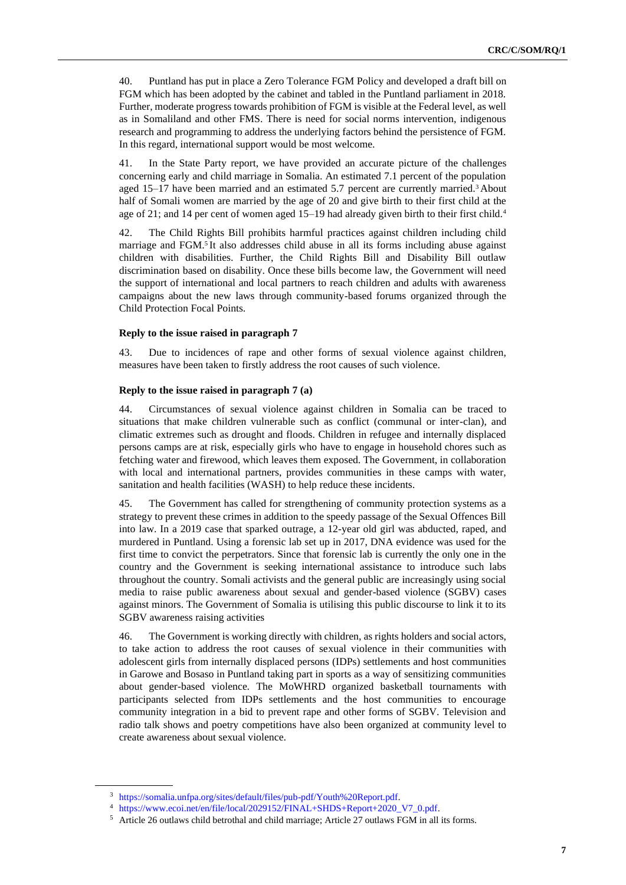40. Puntland has put in place a Zero Tolerance FGM Policy and developed a draft bill on FGM which has been adopted by the cabinet and tabled in the Puntland parliament in 2018. Further, moderate progress towards prohibition of FGM is visible at the Federal level, as well as in Somaliland and other FMS. There is need for social norms intervention, indigenous research and programming to address the underlying factors behind the persistence of FGM. In this regard, international support would be most welcome.

41. In the State Party report, we have provided an accurate picture of the challenges concerning early and child marriage in Somalia. An estimated 7.1 percent of the population aged 15–17 have been married and an estimated 5.7 percent are currently married.[3] About half of Somali women are married by the age of 20 and give birth to their first child at the age of 21; and 14 per cent of women aged 15–19 had already given birth to their first child.[4]

42. The Child Rights Bill prohibits harmful practices against children including child marriage and FGM.[5] It also addresses child abuse in all its forms including abuse against children with disabilities. Further, the Child Rights Bill and Disability Bill outlaw discrimination based on disability. Once these bills become law, the Government will need the support of international and local partners to reach children and adults with awareness campaigns about the new laws through community-based forums organized through the Child Protection Focal Points.

**Reply to the issue raised in paragraph 7**

43. Due to incidences of rape and other forms of sexual violence against children, measures have been taken to firstly address the root causes of such violence.

**Reply to the issue raised in paragraph 7 (a)**

44. Circumstances of sexual violence against children in Somalia can be traced to situations that make children vulnerable such as conflict (communal or inter-clan), and climatic extremes such as drought and floods. Children in refugee and internally displaced persons camps are at risk, especially girls who have to engage in household chores such as fetching water and firewood, which leaves them exposed. The Government, in collaboration with local and international partners, provides communities in these camps with water, sanitation and health facilities (WASH) to help reduce these incidents.

45. The Government has called for strengthening of community protection systems as a strategy to prevent these crimes in addition to the speedy passage of the Sexual Offences Bill into law. In a 2019 case that sparked outrage, a 12-year old girl was abducted, raped, and murdered in Puntland. Using a forensic lab set up in 2017, DNA evidence was used for the first time to convict the perpetrators. Since that forensic lab is currently the only one in the country and the Government is seeking international assistance to introduce such labs throughout the country. Somali activists and the general public are increasingly using social media to raise public awareness about sexual and gender-based violence (SGBV) cases against minors. The Government of Somalia is utilising this public discourse to link it to its SGBV awareness raising activities

46. The Government is working directly with children, as rights holders and social actors, to take action to address the root causes of sexual violence in their communities with adolescent girls from internally displaced persons (IDPs) settlements and host communities in Garowe and Bosaso in Puntland taking part in sports as a way of sensitizing communities about gender-based violence. The MoWHRD organized basketball tournaments with participants selected from IDPs settlements and the host communities to encourage community integration in a bid to prevent rape and other forms of SGBV. Television and radio talk shows and poetry competitions have also been organized at community level to create awareness about sexual violence.

---

[3] https://somalia.unfpa.org/sites/default/files/pub-pdf/Youth%20Report.pdf.

[4] https://www.ecoi.net/en/file/local/2029152/FINAL+SHDS+Report+2020_V7_0.pdf.

[5] Article 26 outlaws child betrothal and child marriage; Article 27 outlaws FGM in all its forms.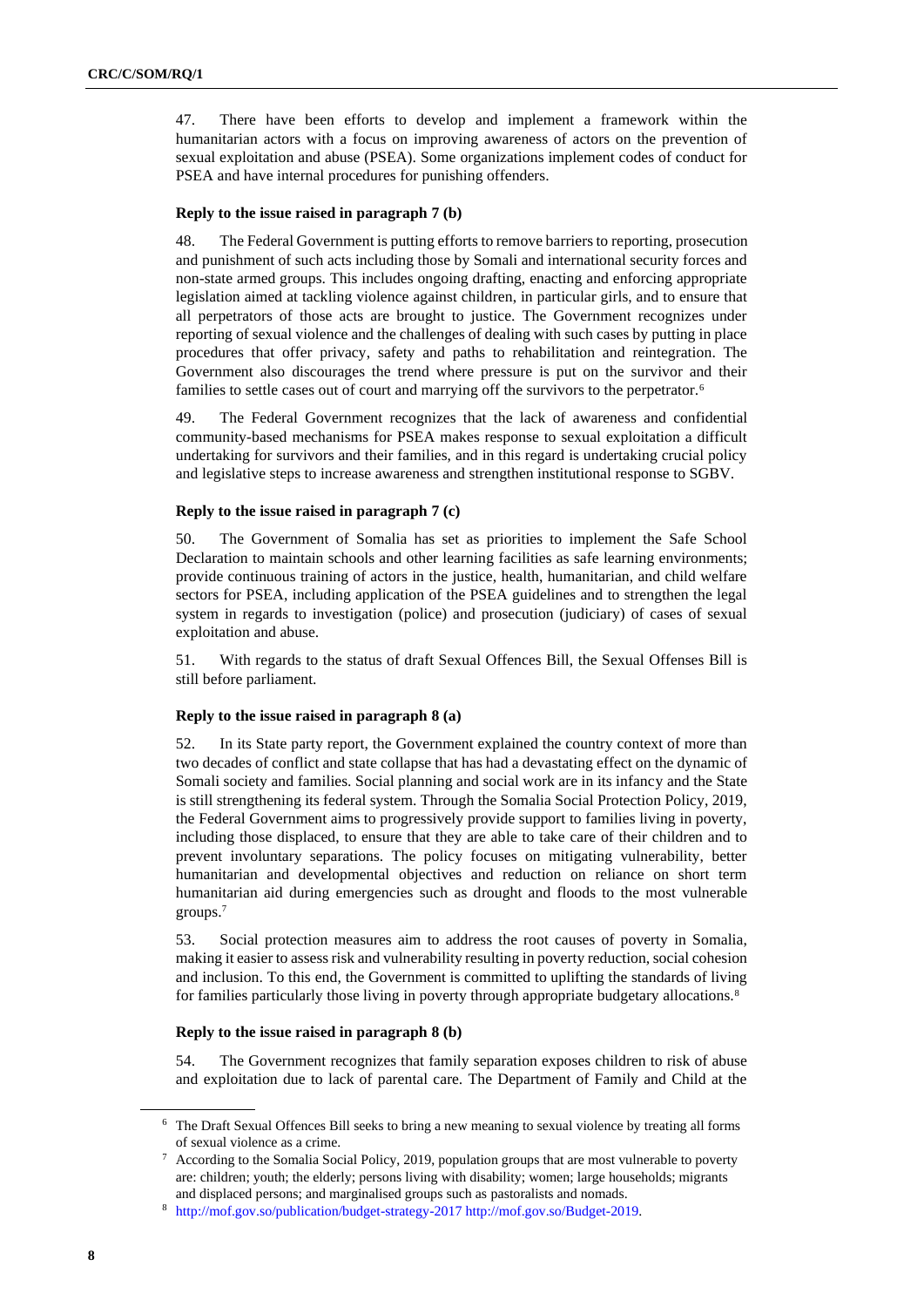47. There have been efforts to develop and implement a framework within the humanitarian actors with a focus on improving awareness of actors on the prevention of sexual exploitation and abuse (PSEA). Some organizations implement codes of conduct for PSEA and have internal procedures for punishing offenders.

#### Reply to the issue raised in paragraph 7 (b)

48. The Federal Government is putting efforts to remove barriers to reporting, prosecution and punishment of such acts including those by Somali and international security forces and non-state armed groups. This includes ongoing drafting, enacting and enforcing appropriate legislation aimed at tackling violence against children, in particular girls, and to ensure that all perpetrators of those acts are brought to justice. The Government recognizes under reporting of sexual violence and the challenges of dealing with such cases by putting in place procedures that offer privacy, safety and paths to rehabilitation and reintegration. The Government also discourages the trend where pressure is put on the survivor and their families to settle cases out of court and marrying off the survivors to the perpetrator.[6]

49. The Federal Government recognizes that the lack of awareness and confidential community-based mechanisms for PSEA makes response to sexual exploitation a difficult undertaking for survivors and their families, and in this regard is undertaking crucial policy and legislative steps to increase awareness and strengthen institutional response to SGBV.

#### Reply to the issue raised in paragraph 7 (c)

50. The Government of Somalia has set as priorities to implement the Safe School Declaration to maintain schools and other learning facilities as safe learning environments; provide continuous training of actors in the justice, health, humanitarian, and child welfare sectors for PSEA, including application of the PSEA guidelines and to strengthen the legal system in regards to investigation (police) and prosecution (judiciary) of cases of sexual exploitation and abuse.

51. With regards to the status of draft Sexual Offences Bill, the Sexual Offenses Bill is still before parliament.

#### Reply to the issue raised in paragraph 8 (a)

52. In its State party report, the Government explained the country context of more than two decades of conflict and state collapse that has had a devastating effect on the dynamic of Somali society and families. Social planning and social work are in its infancy and the State is still strengthening its federal system. Through the Somalia Social Protection Policy, 2019, the Federal Government aims to progressively provide support to families living in poverty, including those displaced, to ensure that they are able to take care of their children and to prevent involuntary separations. The policy focuses on mitigating vulnerability, better humanitarian and developmental objectives and reduction on reliance on short term humanitarian aid during emergencies such as drought and floods to the most vulnerable groups.[7]

53. Social protection measures aim to address the root causes of poverty in Somalia, making it easier to assess risk and vulnerability resulting in poverty reduction, social cohesion and inclusion. To this end, the Government is committed to uplifting the standards of living for families particularly those living in poverty through appropriate budgetary allocations.[8]

#### Reply to the issue raised in paragraph 8 (b)

54. The Government recognizes that family separation exposes children to risk of abuse and exploitation due to lack of parental care. The Department of Family and Child at the

---

[6] The Draft Sexual Offences Bill seeks to bring a new meaning to sexual violence by treating all forms of sexual violence as a crime.

[7] According to the Somalia Social Policy, 2019, population groups that are most vulnerable to poverty are: children; youth; the elderly; persons living with disability; women; large households; migrants and displaced persons; and marginalised groups such as pastoralists and nomads.

[8] http://mof.gov.so/publication/budget-strategy-2017 http://mof.gov.so/Budget-2019.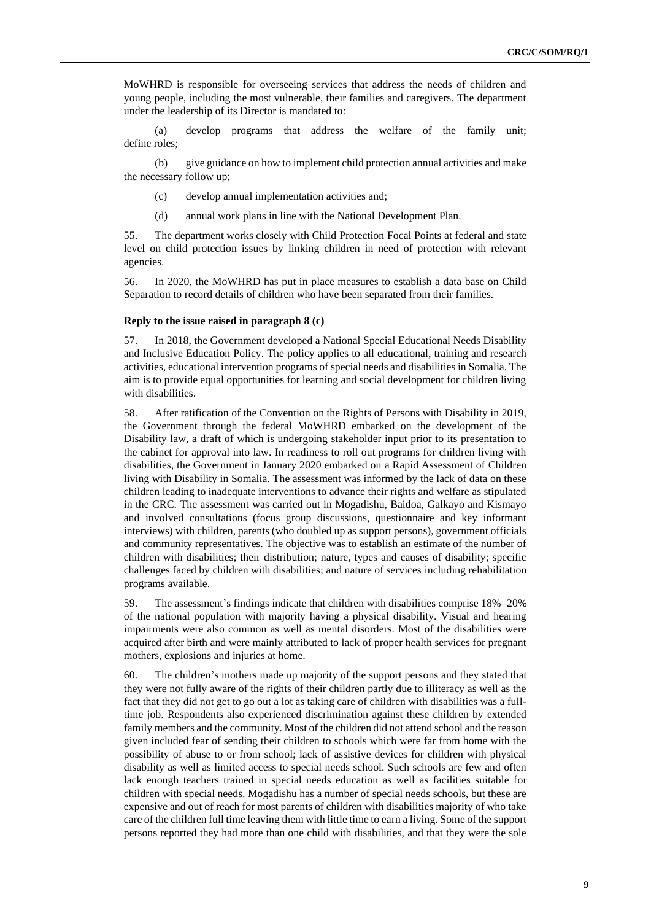MoWHRD is responsible for overseeing services that address the needs of children and young people, including the most vulnerable, their families and caregivers. The department under the leadership of its Director is mandated to:

(a) develop programs that address the welfare of the family unit; define roles;

(b) give guidance on how to implement child protection annual activities and make the necessary follow up;

(c) develop annual implementation activities and;

(d) annual work plans in line with the National Development Plan.

55. The department works closely with Child Protection Focal Points at federal and state level on child protection issues by linking children in need of protection with relevant agencies.

56. In 2020, the MoWHRD has put in place measures to establish a data base on Child Separation to record details of children who have been separated from their families.

**Reply to the issue raised in paragraph 8 (c)**

57. In 2018, the Government developed a National Special Educational Needs Disability and Inclusive Education Policy. The policy applies to all educational, training and research activities, educational intervention programs of special needs and disabilities in Somalia. The aim is to provide equal opportunities for learning and social development for children living with disabilities.

58. After ratification of the Convention on the Rights of Persons with Disability in 2019, the Government through the federal MoWHRD embarked on the development of the Disability law, a draft of which is undergoing stakeholder input prior to its presentation to the cabinet for approval into law. In readiness to roll out programs for children living with disabilities, the Government in January 2020 embarked on a Rapid Assessment of Children living with Disability in Somalia. The assessment was informed by the lack of data on these children leading to inadequate interventions to advance their rights and welfare as stipulated in the CRC. The assessment was carried out in Mogadishu, Baidoa, Galkayo and Kismayo and involved consultations (focus group discussions, questionnaire and key informant interviews) with children, parents (who doubled up as support persons), government officials and community representatives. The objective was to establish an estimate of the number of children with disabilities; their distribution; nature, types and causes of disability; specific challenges faced by children with disabilities; and nature of services including rehabilitation programs available.

59. The assessment's findings indicate that children with disabilities comprise 18%–20% of the national population with majority having a physical disability. Visual and hearing impairments were also common as well as mental disorders. Most of the disabilities were acquired after birth and were mainly attributed to lack of proper health services for pregnant mothers, explosions and injuries at home.

60. The children's mothers made up majority of the support persons and they stated that they were not fully aware of the rights of their children partly due to illiteracy as well as the fact that they did not get to go out a lot as taking care of children with disabilities was a full-time job. Respondents also experienced discrimination against these children by extended family members and the community. Most of the children did not attend school and the reason given included fear of sending their children to schools which were far from home with the possibility of abuse to or from school; lack of assistive devices for children with physical disability as well as limited access to special needs school. Such schools are few and often lack enough teachers trained in special needs education as well as facilities suitable for children with special needs. Mogadishu has a number of special needs schools, but these are expensive and out of reach for most parents of children with disabilities majority of who take care of the children full time leaving them with little time to earn a living. Some of the support persons reported they had more than one child with disabilities, and that they were the sole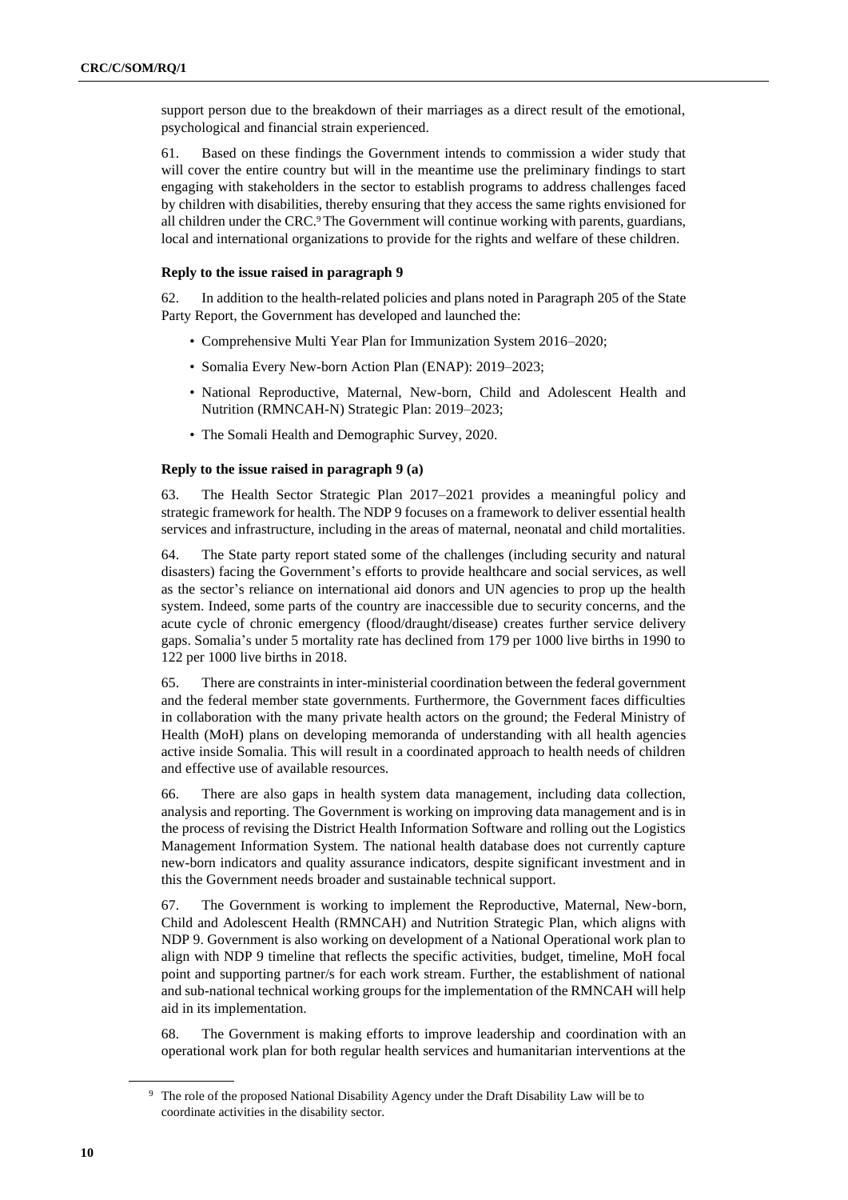support person due to the breakdown of their marriages as a direct result of the emotional, psychological and financial strain experienced.

61. Based on these findings the Government intends to commission a wider study that will cover the entire country but will in the meantime use the preliminary findings to start engaging with stakeholders in the sector to establish programs to address challenges faced by children with disabilities, thereby ensuring that they access the same rights envisioned for all children under the CRC.[9] The Government will continue working with parents, guardians, local and international organizations to provide for the rights and welfare of these children.

**Reply to the issue raised in paragraph 9**

62. In addition to the health-related policies and plans noted in Paragraph 205 of the State Party Report, the Government has developed and launched the:

- Comprehensive Multi Year Plan for Immunization System 2016–2020;
- Somalia Every New-born Action Plan (ENAP): 2019–2023;
- National Reproductive, Maternal, New-born, Child and Adolescent Health and Nutrition (RMNCAH-N) Strategic Plan: 2019–2023;
- The Somali Health and Demographic Survey, 2020.

**Reply to the issue raised in paragraph 9 (a)**

63. The Health Sector Strategic Plan 2017–2021 provides a meaningful policy and strategic framework for health. The NDP 9 focuses on a framework to deliver essential health services and infrastructure, including in the areas of maternal, neonatal and child mortalities.

64. The State party report stated some of the challenges (including security and natural disasters) facing the Government's efforts to provide healthcare and social services, as well as the sector's reliance on international aid donors and UN agencies to prop up the health system. Indeed, some parts of the country are inaccessible due to security concerns, and the acute cycle of chronic emergency (flood/draught/disease) creates further service delivery gaps. Somalia's under 5 mortality rate has declined from 179 per 1000 live births in 1990 to 122 per 1000 live births in 2018.

65. There are constraints in inter-ministerial coordination between the federal government and the federal member state governments. Furthermore, the Government faces difficulties in collaboration with the many private health actors on the ground; the Federal Ministry of Health (MoH) plans on developing memoranda of understanding with all health agencies active inside Somalia. This will result in a coordinated approach to health needs of children and effective use of available resources.

66. There are also gaps in health system data management, including data collection, analysis and reporting. The Government is working on improving data management and is in the process of revising the District Health Information Software and rolling out the Logistics Management Information System. The national health database does not currently capture new-born indicators and quality assurance indicators, despite significant investment and in this the Government needs broader and sustainable technical support.

67. The Government is working to implement the Reproductive, Maternal, New-born, Child and Adolescent Health (RMNCAH) and Nutrition Strategic Plan, which aligns with NDP 9. Government is also working on development of a National Operational work plan to align with NDP 9 timeline that reflects the specific activities, budget, timeline, MoH focal point and supporting partner/s for each work stream. Further, the establishment of national and sub-national technical working groups for the implementation of the RMNCAH will help aid in its implementation.

68. The Government is making efforts to improve leadership and coordination with an operational work plan for both regular health services and humanitarian interventions at the

[9] The role of the proposed National Disability Agency under the Draft Disability Law will be to coordinate activities in the disability sector.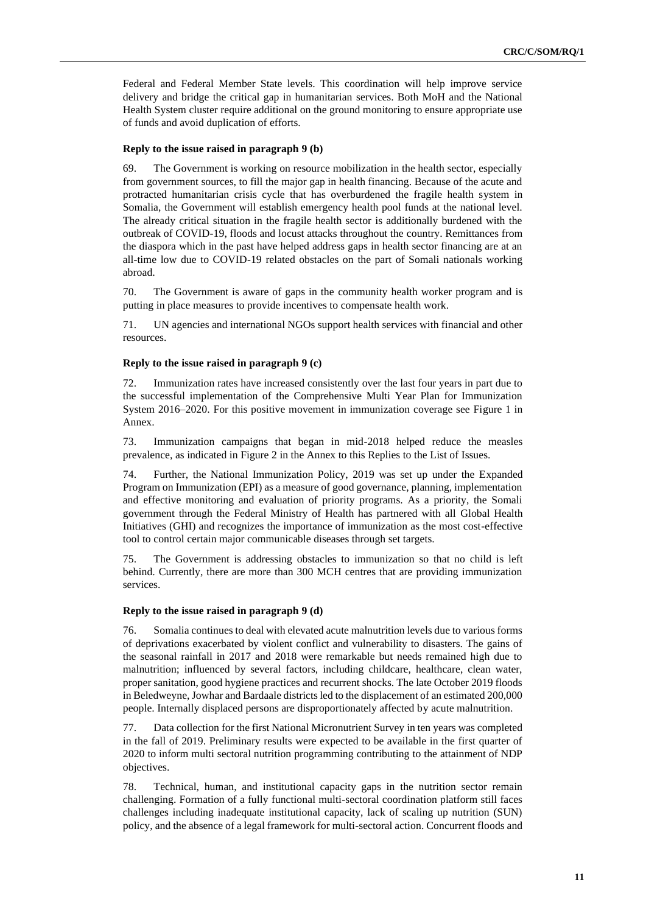Federal and Federal Member State levels. This coordination will help improve service delivery and bridge the critical gap in humanitarian services. Both MoH and the National Health System cluster require additional on the ground monitoring to ensure appropriate use of funds and avoid duplication of efforts.

#### Reply to the issue raised in paragraph 9 (b)

69. The Government is working on resource mobilization in the health sector, especially from government sources, to fill the major gap in health financing. Because of the acute and protracted humanitarian crisis cycle that has overburdened the fragile health system in Somalia, the Government will establish emergency health pool funds at the national level. The already critical situation in the fragile health sector is additionally burdened with the outbreak of COVID-19, floods and locust attacks throughout the country. Remittances from the diaspora which in the past have helped address gaps in health sector financing are at an all-time low due to COVID-19 related obstacles on the part of Somali nationals working abroad.

70. The Government is aware of gaps in the community health worker program and is putting in place measures to provide incentives to compensate health work.

71. UN agencies and international NGOs support health services with financial and other resources.

#### Reply to the issue raised in paragraph 9 (c)

72. Immunization rates have increased consistently over the last four years in part due to the successful implementation of the Comprehensive Multi Year Plan for Immunization System 2016–2020. For this positive movement in immunization coverage see Figure 1 in Annex.

73. Immunization campaigns that began in mid-2018 helped reduce the measles prevalence, as indicated in Figure 2 in the Annex to this Replies to the List of Issues.

74. Further, the National Immunization Policy, 2019 was set up under the Expanded Program on Immunization (EPI) as a measure of good governance, planning, implementation and effective monitoring and evaluation of priority programs. As a priority, the Somali government through the Federal Ministry of Health has partnered with all Global Health Initiatives (GHI) and recognizes the importance of immunization as the most cost-effective tool to control certain major communicable diseases through set targets.

75. The Government is addressing obstacles to immunization so that no child is left behind. Currently, there are more than 300 MCH centres that are providing immunization services.

#### Reply to the issue raised in paragraph 9 (d)

76. Somalia continues to deal with elevated acute malnutrition levels due to various forms of deprivations exacerbated by violent conflict and vulnerability to disasters. The gains of the seasonal rainfall in 2017 and 2018 were remarkable but needs remained high due to malnutrition; influenced by several factors, including childcare, healthcare, clean water, proper sanitation, good hygiene practices and recurrent shocks. The late October 2019 floods in Beledweyne, Jowhar and Bardaale districts led to the displacement of an estimated 200,000 people. Internally displaced persons are disproportionately affected by acute malnutrition.

77. Data collection for the first National Micronutrient Survey in ten years was completed in the fall of 2019. Preliminary results were expected to be available in the first quarter of 2020 to inform multi sectoral nutrition programming contributing to the attainment of NDP objectives.

78. Technical, human, and institutional capacity gaps in the nutrition sector remain challenging. Formation of a fully functional multi-sectoral coordination platform still faces challenges including inadequate institutional capacity, lack of scaling up nutrition (SUN) policy, and the absence of a legal framework for multi-sectoral action. Concurrent floods and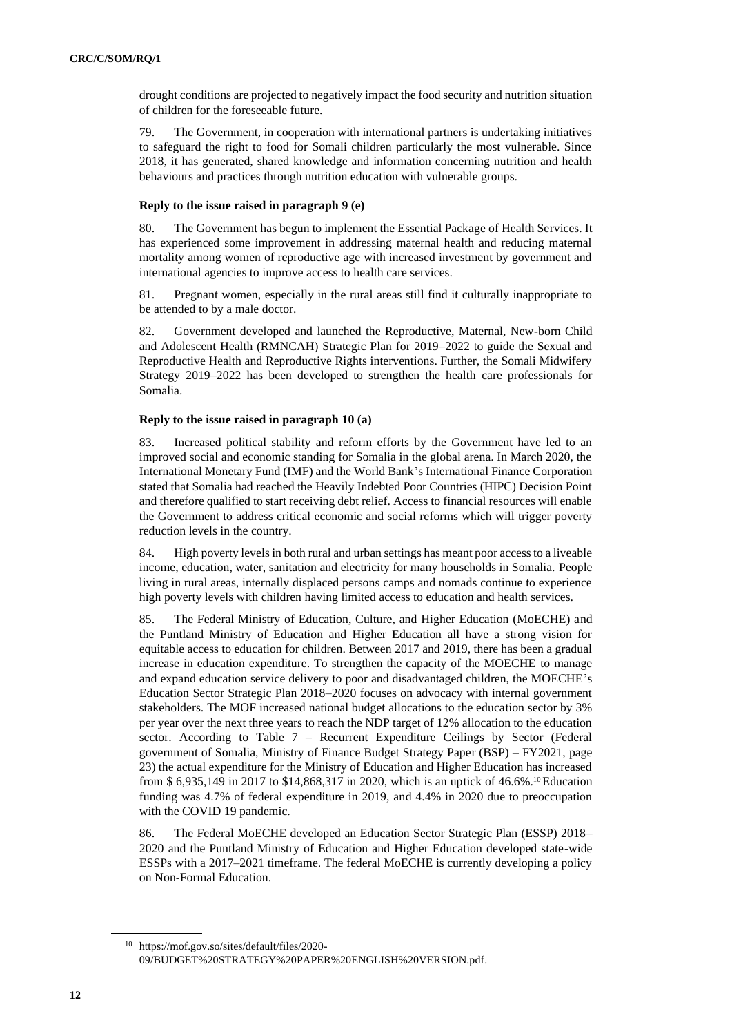drought conditions are projected to negatively impact the food security and nutrition situation of children for the foreseeable future.

79. The Government, in cooperation with international partners is undertaking initiatives to safeguard the right to food for Somali children particularly the most vulnerable. Since 2018, it has generated, shared knowledge and information concerning nutrition and health behaviours and practices through nutrition education with vulnerable groups.

**Reply to the issue raised in paragraph 9 (e)**

80. The Government has begun to implement the Essential Package of Health Services. It has experienced some improvement in addressing maternal health and reducing maternal mortality among women of reproductive age with increased investment by government and international agencies to improve access to health care services.

81. Pregnant women, especially in the rural areas still find it culturally inappropriate to be attended to by a male doctor.

82. Government developed and launched the Reproductive, Maternal, New-born Child and Adolescent Health (RMNCAH) Strategic Plan for 2019–2022 to guide the Sexual and Reproductive Health and Reproductive Rights interventions. Further, the Somali Midwifery Strategy 2019–2022 has been developed to strengthen the health care professionals for Somalia.

**Reply to the issue raised in paragraph 10 (a)**

83. Increased political stability and reform efforts by the Government have led to an improved social and economic standing for Somalia in the global arena. In March 2020, the International Monetary Fund (IMF) and the World Bank's International Finance Corporation stated that Somalia had reached the Heavily Indebted Poor Countries (HIPC) Decision Point and therefore qualified to start receiving debt relief. Access to financial resources will enable the Government to address critical economic and social reforms which will trigger poverty reduction levels in the country.

84. High poverty levels in both rural and urban settings has meant poor access to a liveable income, education, water, sanitation and electricity for many households in Somalia. People living in rural areas, internally displaced persons camps and nomads continue to experience high poverty levels with children having limited access to education and health services.

85. The Federal Ministry of Education, Culture, and Higher Education (MoECHE) and the Puntland Ministry of Education and Higher Education all have a strong vision for equitable access to education for children. Between 2017 and 2019, there has been a gradual increase in education expenditure. To strengthen the capacity of the MOECHE to manage and expand education service delivery to poor and disadvantaged children, the MOECHE's Education Sector Strategic Plan 2018–2020 focuses on advocacy with internal government stakeholders. The MOF increased national budget allocations to the education sector by 3% per year over the next three years to reach the NDP target of 12% allocation to the education sector. According to Table 7 – Recurrent Expenditure Ceilings by Sector (Federal government of Somalia, Ministry of Finance Budget Strategy Paper (BSP) – FY2021, page 23) the actual expenditure for the Ministry of Education and Higher Education has increased from \$ 6,935,149 in 2017 to \$14,868,317 in 2020, which is an uptick of 46.6%.[10] Education funding was 4.7% of federal expenditure in 2019, and 4.4% in 2020 due to preoccupation with the COVID 19 pandemic.

86. The Federal MoECHE developed an Education Sector Strategic Plan (ESSP) 2018–2020 and the Puntland Ministry of Education and Higher Education developed state-wide ESSPs with a 2017–2021 timeframe. The federal MoECHE is currently developing a policy on Non-Formal Education.

[10] https://mof.gov.so/sites/default/files/2020-09/BUDGET%20STRATEGY%20PAPER%20ENGLISH%20VERSION.pdf.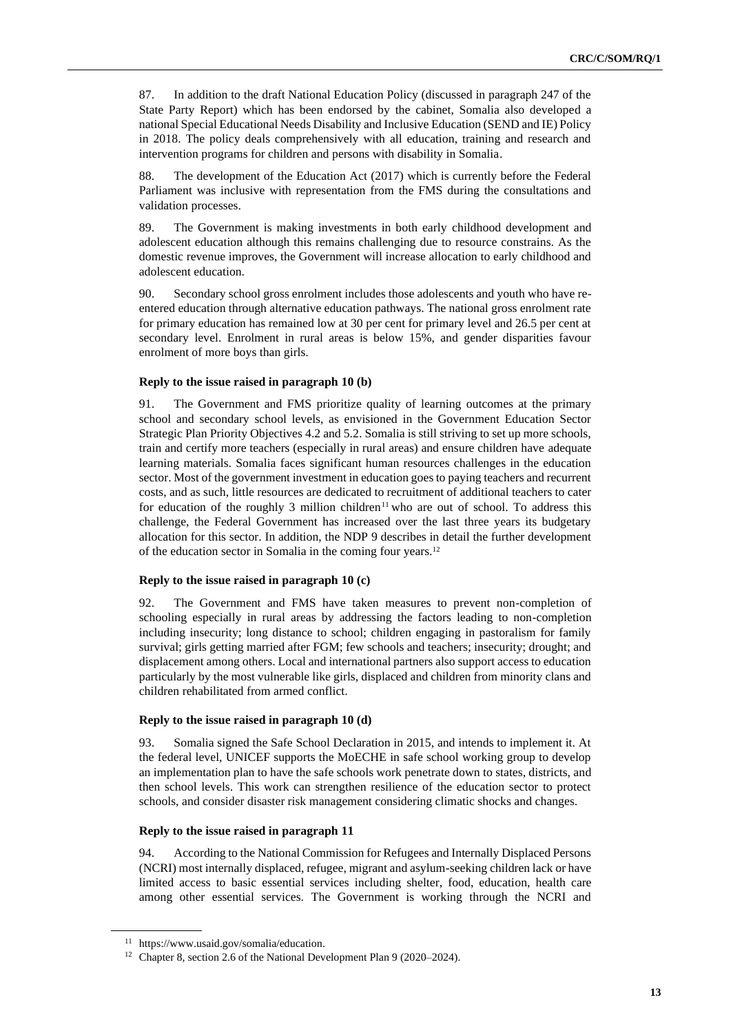87. In addition to the draft National Education Policy (discussed in paragraph 247 of the State Party Report) which has been endorsed by the cabinet, Somalia also developed a national Special Educational Needs Disability and Inclusive Education (SEND and IE) Policy in 2018. The policy deals comprehensively with all education, training and research and intervention programs for children and persons with disability in Somalia.

88. The development of the Education Act (2017) which is currently before the Federal Parliament was inclusive with representation from the FMS during the consultations and validation processes.

89. The Government is making investments in both early childhood development and adolescent education although this remains challenging due to resource constrains. As the domestic revenue improves, the Government will increase allocation to early childhood and adolescent education.

90. Secondary school gross enrolment includes those adolescents and youth who have re-entered education through alternative education pathways. The national gross enrolment rate for primary education has remained low at 30 per cent for primary level and 26.5 per cent at secondary level. Enrolment in rural areas is below 15%, and gender disparities favour enrolment of more boys than girls.

**Reply to the issue raised in paragraph 10 (b)**

91. The Government and FMS prioritize quality of learning outcomes at the primary school and secondary school levels, as envisioned in the Government Education Sector Strategic Plan Priority Objectives 4.2 and 5.2. Somalia is still striving to set up more schools, train and certify more teachers (especially in rural areas) and ensure children have adequate learning materials. Somalia faces significant human resources challenges in the education sector. Most of the government investment in education goes to paying teachers and recurrent costs, and as such, little resources are dedicated to recruitment of additional teachers to cater for education of the roughly 3 million children[11] who are out of school. To address this challenge, the Federal Government has increased over the last three years its budgetary allocation for this sector. In addition, the NDP 9 describes in detail the further development of the education sector in Somalia in the coming four years.[12]

**Reply to the issue raised in paragraph 10 (c)**

92. The Government and FMS have taken measures to prevent non-completion of schooling especially in rural areas by addressing the factors leading to non-completion including insecurity; long distance to school; children engaging in pastoralism for family survival; girls getting married after FGM; few schools and teachers; insecurity; drought; and displacement among others. Local and international partners also support access to education particularly by the most vulnerable like girls, displaced and children from minority clans and children rehabilitated from armed conflict.

**Reply to the issue raised in paragraph 10 (d)**

93. Somalia signed the Safe School Declaration in 2015, and intends to implement it. At the federal level, UNICEF supports the MoECHE in safe school working group to develop an implementation plan to have the safe schools work penetrate down to states, districts, and then school levels. This work can strengthen resilience of the education sector to protect schools, and consider disaster risk management considering climatic shocks and changes.

**Reply to the issue raised in paragraph 11**

94. According to the National Commission for Refugees and Internally Displaced Persons (NCRI) most internally displaced, refugee, migrant and asylum-seeking children lack or have limited access to basic essential services including shelter, food, education, health care among other essential services. The Government is working through the NCRI and

---

[11] https://www.usaid.gov/somalia/education.

[12] Chapter 8, section 2.6 of the National Development Plan 9 (2020–2024).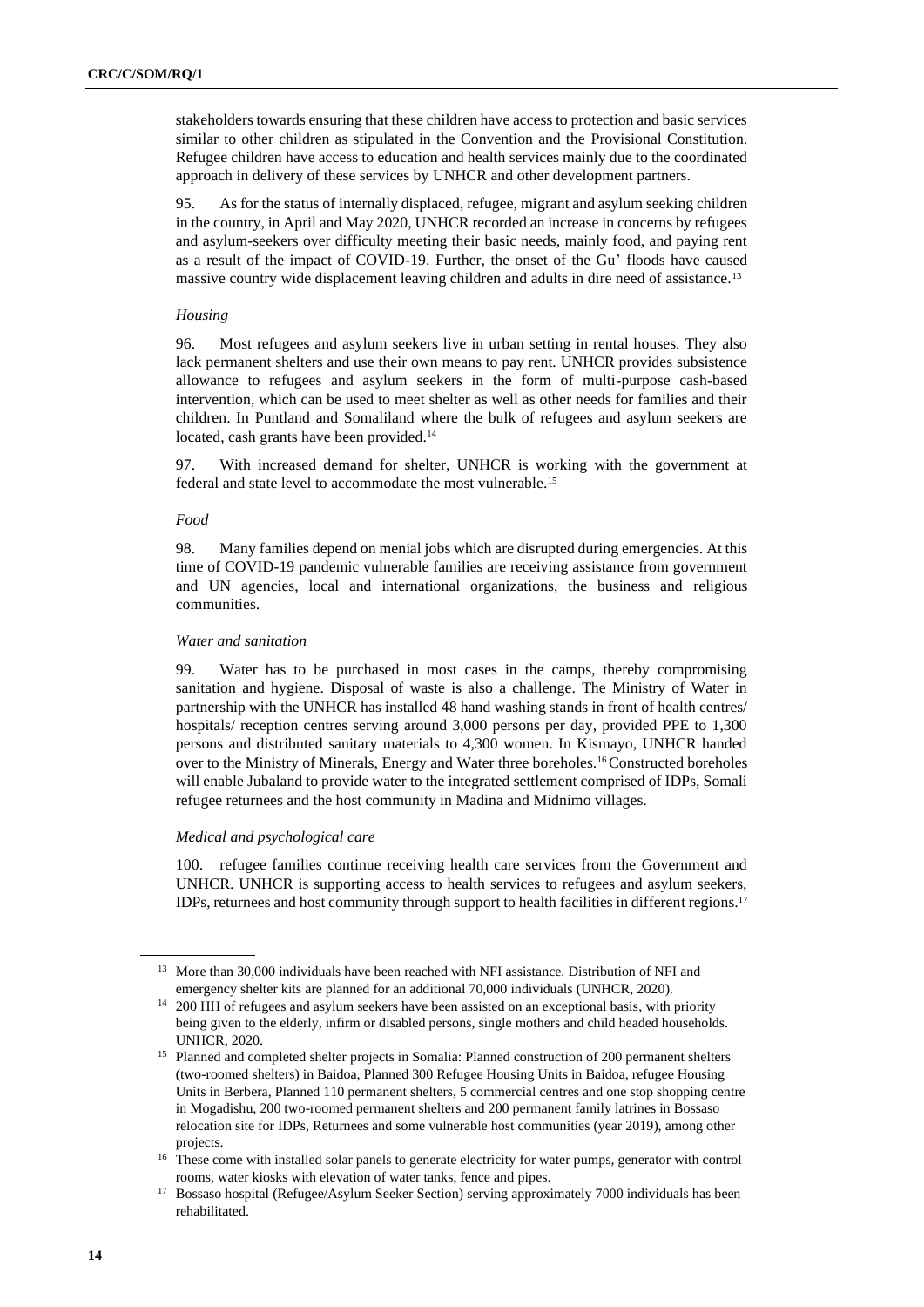stakeholders towards ensuring that these children have access to protection and basic services similar to other children as stipulated in the Convention and the Provisional Constitution. Refugee children have access to education and health services mainly due to the coordinated approach in delivery of these services by UNHCR and other development partners.

95. As for the status of internally displaced, refugee, migrant and asylum seeking children in the country, in April and May 2020, UNHCR recorded an increase in concerns by refugees and asylum-seekers over difficulty meeting their basic needs, mainly food, and paying rent as a result of the impact of COVID-19. Further, the onset of the Gu' floods have caused massive country wide displacement leaving children and adults in dire need of assistance.[13]

*Housing*

96. Most refugees and asylum seekers live in urban setting in rental houses. They also lack permanent shelters and use their own means to pay rent. UNHCR provides subsistence allowance to refugees and asylum seekers in the form of multi-purpose cash-based intervention, which can be used to meet shelter as well as other needs for families and their children. In Puntland and Somaliland where the bulk of refugees and asylum seekers are located, cash grants have been provided.[14]

97. With increased demand for shelter, UNHCR is working with the government at federal and state level to accommodate the most vulnerable.[15]

*Food*

98. Many families depend on menial jobs which are disrupted during emergencies. At this time of COVID-19 pandemic vulnerable families are receiving assistance from government and UN agencies, local and international organizations, the business and religious communities.

*Water and sanitation*

99. Water has to be purchased in most cases in the camps, thereby compromising sanitation and hygiene. Disposal of waste is also a challenge. The Ministry of Water in partnership with the UNHCR has installed 48 hand washing stands in front of health centres/ hospitals/ reception centres serving around 3,000 persons per day, provided PPE to 1,300 persons and distributed sanitary materials to 4,300 women. In Kismayo, UNHCR handed over to the Ministry of Minerals, Energy and Water three boreholes.[16] Constructed boreholes will enable Jubaland to provide water to the integrated settlement comprised of IDPs, Somali refugee returnees and the host community in Madina and Midnimo villages.

*Medical and psychological care*

100. refugee families continue receiving health care services from the Government and UNHCR. UNHCR is supporting access to health services to refugees and asylum seekers, IDPs, returnees and host community through support to health facilities in different regions.[17]

---

[13] More than 30,000 individuals have been reached with NFI assistance. Distribution of NFI and emergency shelter kits are planned for an additional 70,000 individuals (UNHCR, 2020).

[14] 200 HH of refugees and asylum seekers have been assisted on an exceptional basis, with priority being given to the elderly, infirm or disabled persons, single mothers and child headed households. UNHCR, 2020.

[15] Planned and completed shelter projects in Somalia: Planned construction of 200 permanent shelters (two-roomed shelters) in Baidoa, Planned 300 Refugee Housing Units in Baidoa, refugee Housing Units in Berbera, Planned 110 permanent shelters, 5 commercial centres and one stop shopping centre in Mogadishu, 200 two-roomed permanent shelters and 200 permanent family latrines in Bossaso relocation site for IDPs, Returnees and some vulnerable host communities (year 2019), among other projects.

[16] These come with installed solar panels to generate electricity for water pumps, generator with control rooms, water kiosks with elevation of water tanks, fence and pipes.

[17] Bossaso hospital (Refugee/Asylum Seeker Section) serving approximately 7000 individuals has been rehabilitated.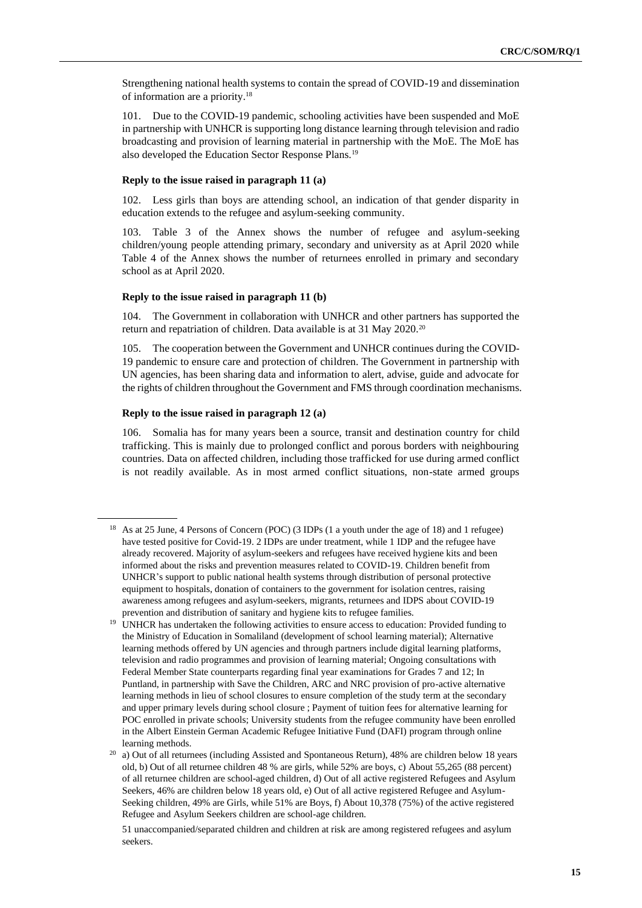Strengthening national health systems to contain the spread of COVID-19 and dissemination of information are a priority.[18]

101. Due to the COVID-19 pandemic, schooling activities have been suspended and MoE in partnership with UNHCR is supporting long distance learning through television and radio broadcasting and provision of learning material in partnership with the MoE. The MoE has also developed the Education Sector Response Plans.[19]

**Reply to the issue raised in paragraph 11 (a)**

102. Less girls than boys are attending school, an indication of that gender disparity in education extends to the refugee and asylum-seeking community.

103. Table 3 of the Annex shows the number of refugee and asylum-seeking children/young people attending primary, secondary and university as at April 2020 while Table 4 of the Annex shows the number of returnees enrolled in primary and secondary school as at April 2020.

**Reply to the issue raised in paragraph 11 (b)**

104. The Government in collaboration with UNHCR and other partners has supported the return and repatriation of children. Data available is at 31 May 2020.[20]

105. The cooperation between the Government and UNHCR continues during the COVID-19 pandemic to ensure care and protection of children. The Government in partnership with UN agencies, has been sharing data and information to alert, advise, guide and advocate for the rights of children throughout the Government and FMS through coordination mechanisms.

**Reply to the issue raised in paragraph 12 (a)**

106. Somalia has for many years been a source, transit and destination country for child trafficking. This is mainly due to prolonged conflict and porous borders with neighbouring countries. Data on affected children, including those trafficked for use during armed conflict is not readily available. As in most armed conflict situations, non-state armed groups

---

[18] As at 25 June, 4 Persons of Concern (POC) (3 IDPs (1 a youth under the age of 18) and 1 refugee) have tested positive for Covid-19. 2 IDPs are under treatment, while 1 IDP and the refugee have already recovered. Majority of asylum-seekers and refugees have received hygiene kits and been informed about the risks and prevention measures related to COVID-19. Children benefit from UNHCR's support to public national health systems through distribution of personal protective equipment to hospitals, donation of containers to the government for isolation centres, raising awareness among refugees and asylum-seekers, migrants, returnees and IDPS about COVID-19 prevention and distribution of sanitary and hygiene kits to refugee families.

[19] UNHCR has undertaken the following activities to ensure access to education: Provided funding to the Ministry of Education in Somaliland (development of school learning material); Alternative learning methods offered by UN agencies and through partners include digital learning platforms, television and radio programmes and provision of learning material; Ongoing consultations with Federal Member State counterparts regarding final year examinations for Grades 7 and 12; In Puntland, in partnership with Save the Children, ARC and NRC provision of pro-active alternative learning methods in lieu of school closures to ensure completion of the study term at the secondary and upper primary levels during school closure ; Payment of tuition fees for alternative learning for POC enrolled in private schools; University students from the refugee community have been enrolled in the Albert Einstein German Academic Refugee Initiative Fund (DAFI) program through online learning methods.

[20] a) Out of all returnees (including Assisted and Spontaneous Return), 48% are children below 18 years old, b) Out of all returnee children 48 % are girls, while 52% are boys, c) About 55,265 (88 percent) of all returnee children are school-aged children, d) Out of all active registered Refugees and Asylum Seekers, 46% are children below 18 years old, e) Out of all active registered Refugee and Asylum-Seeking children, 49% are Girls, while 51% are Boys, f) About 10,378 (75%) of the active registered Refugee and Asylum Seekers children are school-age children.

51 unaccompanied/separated children and children at risk are among registered refugees and asylum seekers.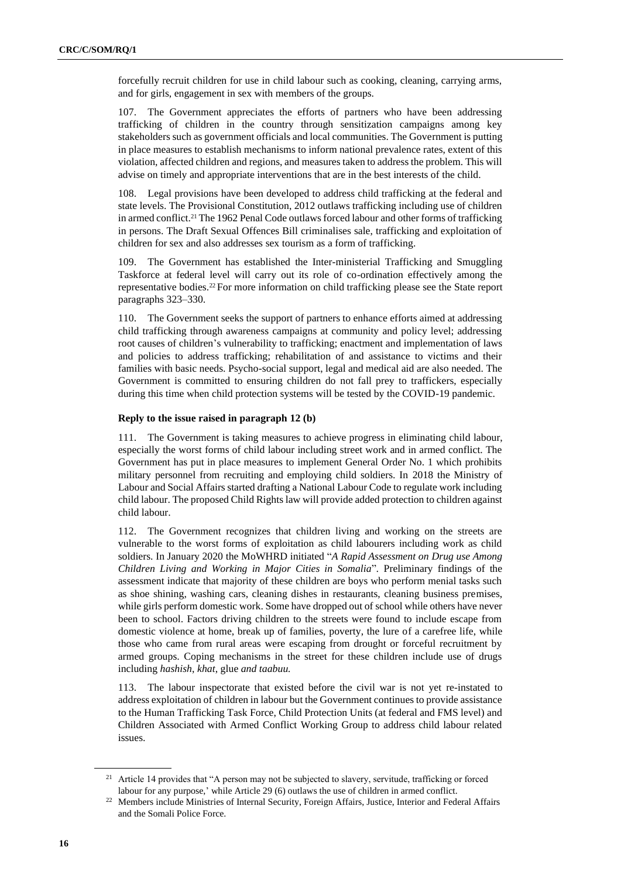forcefully recruit children for use in child labour such as cooking, cleaning, carrying arms, and for girls, engagement in sex with members of the groups.

107. The Government appreciates the efforts of partners who have been addressing trafficking of children in the country through sensitization campaigns among key stakeholders such as government officials and local communities. The Government is putting in place measures to establish mechanisms to inform national prevalence rates, extent of this violation, affected children and regions, and measures taken to address the problem. This will advise on timely and appropriate interventions that are in the best interests of the child.

108. Legal provisions have been developed to address child trafficking at the federal and state levels. The Provisional Constitution, 2012 outlaws trafficking including use of children in armed conflict.[21] The 1962 Penal Code outlaws forced labour and other forms of trafficking in persons. The Draft Sexual Offences Bill criminalises sale, trafficking and exploitation of children for sex and also addresses sex tourism as a form of trafficking.

109. The Government has established the Inter-ministerial Trafficking and Smuggling Taskforce at federal level will carry out its role of co-ordination effectively among the representative bodies.[22] For more information on child trafficking please see the State report paragraphs 323–330.

110. The Government seeks the support of partners to enhance efforts aimed at addressing child trafficking through awareness campaigns at community and policy level; addressing root causes of children's vulnerability to trafficking; enactment and implementation of laws and policies to address trafficking; rehabilitation of and assistance to victims and their families with basic needs. Psycho-social support, legal and medical aid are also needed. The Government is committed to ensuring children do not fall prey to traffickers, especially during this time when child protection systems will be tested by the COVID-19 pandemic.

**Reply to the issue raised in paragraph 12 (b)**

111. The Government is taking measures to achieve progress in eliminating child labour, especially the worst forms of child labour including street work and in armed conflict. The Government has put in place measures to implement General Order No. 1 which prohibits military personnel from recruiting and employing child soldiers. In 2018 the Ministry of Labour and Social Affairs started drafting a National Labour Code to regulate work including child labour. The proposed Child Rights law will provide added protection to children against child labour.

112. The Government recognizes that children living and working on the streets are vulnerable to the worst forms of exploitation as child labourers including work as child soldiers. In January 2020 the MoWHRD initiated "*A Rapid Assessment on Drug use Among Children Living and Working in Major Cities in Somalia*". Preliminary findings of the assessment indicate that majority of these children are boys who perform menial tasks such as shoe shining, washing cars, cleaning dishes in restaurants, cleaning business premises, while girls perform domestic work. Some have dropped out of school while others have never been to school. Factors driving children to the streets were found to include escape from domestic violence at home, break up of families, poverty, the lure of a carefree life, while those who came from rural areas were escaping from drought or forceful recruitment by armed groups. Coping mechanisms in the street for these children include use of drugs including *hashish*, *khat*, glue *and taabuu.*

113. The labour inspectorate that existed before the civil war is not yet re-instated to address exploitation of children in labour but the Government continues to provide assistance to the Human Trafficking Task Force, Child Protection Units (at federal and FMS level) and Children Associated with Armed Conflict Working Group to address child labour related issues.

---

[21] Article 14 provides that "A person may not be subjected to slavery, servitude, trafficking or forced labour for any purpose,' while Article 29 (6) outlaws the use of children in armed conflict.

[22] Members include Ministries of Internal Security, Foreign Affairs, Justice, Interior and Federal Affairs and the Somali Police Force.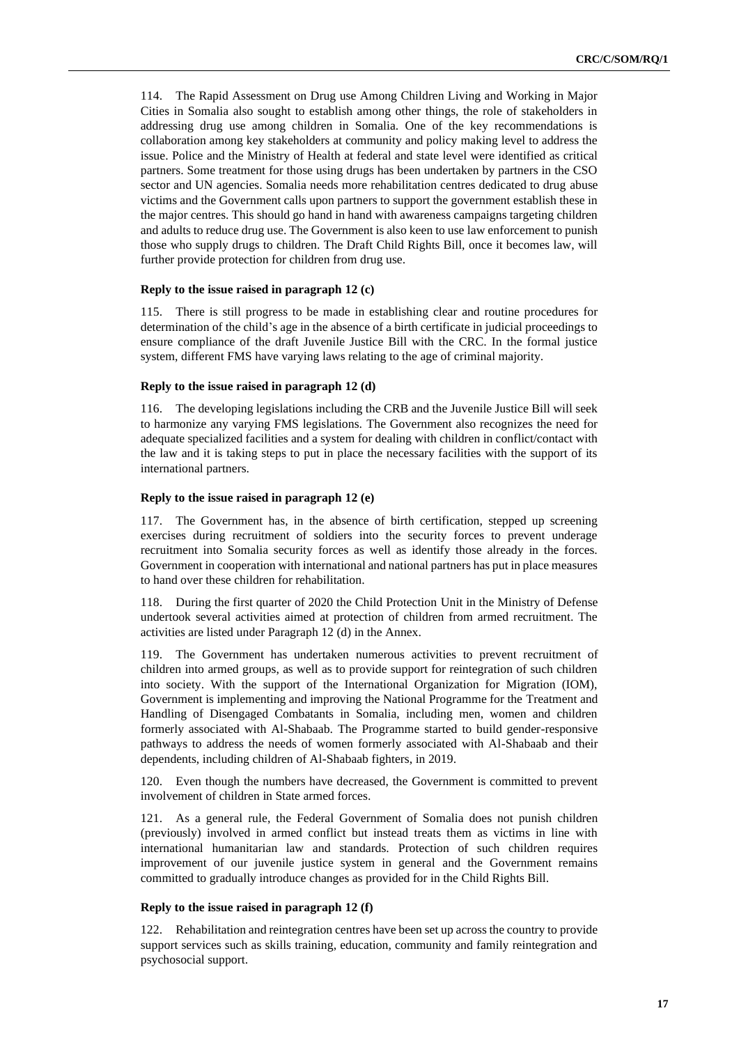114. The Rapid Assessment on Drug use Among Children Living and Working in Major Cities in Somalia also sought to establish among other things, the role of stakeholders in addressing drug use among children in Somalia. One of the key recommendations is collaboration among key stakeholders at community and policy making level to address the issue. Police and the Ministry of Health at federal and state level were identified as critical partners. Some treatment for those using drugs has been undertaken by partners in the CSO sector and UN agencies. Somalia needs more rehabilitation centres dedicated to drug abuse victims and the Government calls upon partners to support the government establish these in the major centres. This should go hand in hand with awareness campaigns targeting children and adults to reduce drug use. The Government is also keen to use law enforcement to punish those who supply drugs to children. The Draft Child Rights Bill, once it becomes law, will further provide protection for children from drug use.

#### Reply to the issue raised in paragraph 12 (c)

115. There is still progress to be made in establishing clear and routine procedures for determination of the child's age in the absence of a birth certificate in judicial proceedings to ensure compliance of the draft Juvenile Justice Bill with the CRC. In the formal justice system, different FMS have varying laws relating to the age of criminal majority.

#### Reply to the issue raised in paragraph 12 (d)

116. The developing legislations including the CRB and the Juvenile Justice Bill will seek to harmonize any varying FMS legislations. The Government also recognizes the need for adequate specialized facilities and a system for dealing with children in conflict/contact with the law and it is taking steps to put in place the necessary facilities with the support of its international partners.

#### Reply to the issue raised in paragraph 12 (e)

117. The Government has, in the absence of birth certification, stepped up screening exercises during recruitment of soldiers into the security forces to prevent underage recruitment into Somalia security forces as well as identify those already in the forces. Government in cooperation with international and national partners has put in place measures to hand over these children for rehabilitation.

118. During the first quarter of 2020 the Child Protection Unit in the Ministry of Defense undertook several activities aimed at protection of children from armed recruitment. The activities are listed under Paragraph 12 (d) in the Annex.

119. The Government has undertaken numerous activities to prevent recruitment of children into armed groups, as well as to provide support for reintegration of such children into society. With the support of the International Organization for Migration (IOM), Government is implementing and improving the National Programme for the Treatment and Handling of Disengaged Combatants in Somalia, including men, women and children formerly associated with Al-Shabaab. The Programme started to build gender-responsive pathways to address the needs of women formerly associated with Al-Shabaab and their dependents, including children of Al-Shabaab fighters, in 2019.

120. Even though the numbers have decreased, the Government is committed to prevent involvement of children in State armed forces.

121. As a general rule, the Federal Government of Somalia does not punish children (previously) involved in armed conflict but instead treats them as victims in line with international humanitarian law and standards. Protection of such children requires improvement of our juvenile justice system in general and the Government remains committed to gradually introduce changes as provided for in the Child Rights Bill.

#### Reply to the issue raised in paragraph 12 (f)

122. Rehabilitation and reintegration centres have been set up across the country to provide support services such as skills training, education, community and family reintegration and psychosocial support.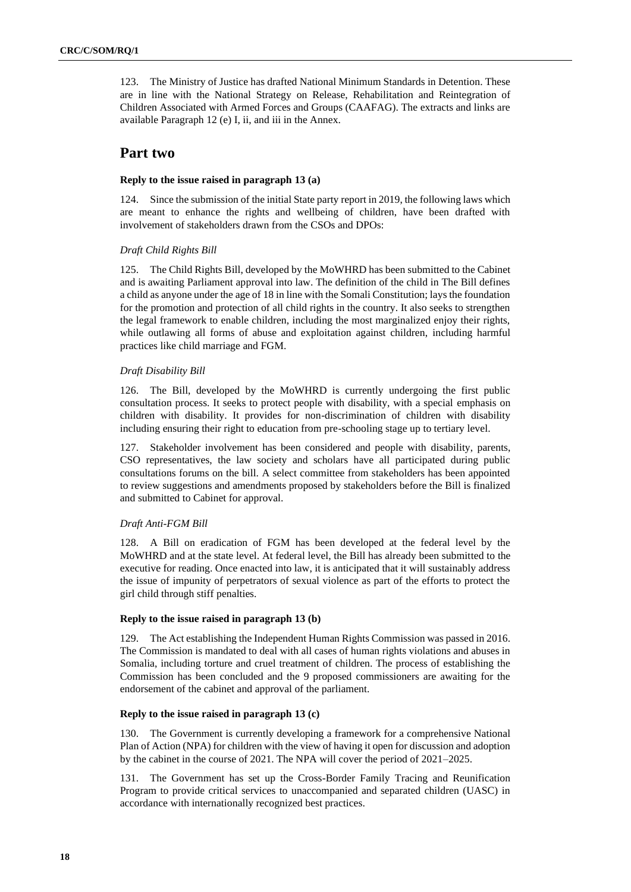123. The Ministry of Justice has drafted National Minimum Standards in Detention. These are in line with the National Strategy on Release, Rehabilitation and Reintegration of Children Associated with Armed Forces and Groups (CAAFAG). The extracts and links are available Paragraph 12 (e) I, ii, and iii in the Annex.

# Part two

### Reply to the issue raised in paragraph 13 (a)

124. Since the submission of the initial State party report in 2019, the following laws which are meant to enhance the rights and wellbeing of children, have been drafted with involvement of stakeholders drawn from the CSOs and DPOs:

*Draft Child Rights Bill*

125. The Child Rights Bill, developed by the MoWHRD has been submitted to the Cabinet and is awaiting Parliament approval into law. The definition of the child in The Bill defines a child as anyone under the age of 18 in line with the Somali Constitution; lays the foundation for the promotion and protection of all child rights in the country. It also seeks to strengthen the legal framework to enable children, including the most marginalized enjoy their rights, while outlawing all forms of abuse and exploitation against children, including harmful practices like child marriage and FGM.

*Draft Disability Bill*

126. The Bill, developed by the MoWHRD is currently undergoing the first public consultation process. It seeks to protect people with disability, with a special emphasis on children with disability. It provides for non-discrimination of children with disability including ensuring their right to education from pre-schooling stage up to tertiary level.

127. Stakeholder involvement has been considered and people with disability, parents, CSO representatives, the law society and scholars have all participated during public consultations forums on the bill. A select committee from stakeholders has been appointed to review suggestions and amendments proposed by stakeholders before the Bill is finalized and submitted to Cabinet for approval.

*Draft Anti-FGM Bill*

128. A Bill on eradication of FGM has been developed at the federal level by the MoWHRD and at the state level. At federal level, the Bill has already been submitted to the executive for reading. Once enacted into law, it is anticipated that it will sustainably address the issue of impunity of perpetrators of sexual violence as part of the efforts to protect the girl child through stiff penalties.

### Reply to the issue raised in paragraph 13 (b)

129. The Act establishing the Independent Human Rights Commission was passed in 2016. The Commission is mandated to deal with all cases of human rights violations and abuses in Somalia, including torture and cruel treatment of children. The process of establishing the Commission has been concluded and the 9 proposed commissioners are awaiting for the endorsement of the cabinet and approval of the parliament.

### Reply to the issue raised in paragraph 13 (c)

130. The Government is currently developing a framework for a comprehensive National Plan of Action (NPA) for children with the view of having it open for discussion and adoption by the cabinet in the course of 2021. The NPA will cover the period of 2021–2025.

131. The Government has set up the Cross-Border Family Tracing and Reunification Program to provide critical services to unaccompanied and separated children (UASC) in accordance with internationally recognized best practices.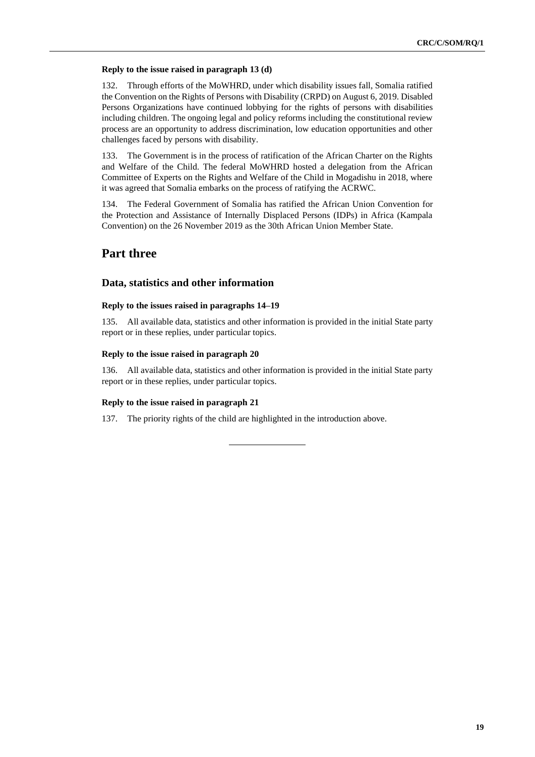**Reply to the issue raised in paragraph 13 (d)**

132. Through efforts of the MoWHRD, under which disability issues fall, Somalia ratified the Convention on the Rights of Persons with Disability (CRPD) on August 6, 2019. Disabled Persons Organizations have continued lobbying for the rights of persons with disabilities including children. The ongoing legal and policy reforms including the constitutional review process are an opportunity to address discrimination, low education opportunities and other challenges faced by persons with disability.

133. The Government is in the process of ratification of the African Charter on the Rights and Welfare of the Child. The federal MoWHRD hosted a delegation from the African Committee of Experts on the Rights and Welfare of the Child in Mogadishu in 2018, where it was agreed that Somalia embarks on the process of ratifying the ACRWC.

134. The Federal Government of Somalia has ratified the African Union Convention for the Protection and Assistance of Internally Displaced Persons (IDPs) in Africa (Kampala Convention) on the 26 November 2019 as the 30th African Union Member State.

# Part three

## Data, statistics and other information

**Reply to the issues raised in paragraphs 14–19**

135. All available data, statistics and other information is provided in the initial State party report or in these replies, under particular topics.

**Reply to the issue raised in paragraph 20**

136. All available data, statistics and other information is provided in the initial State party report or in these replies, under particular topics.

**Reply to the issue raised in paragraph 21**

137. The priority rights of the child are highlighted in the introduction above.